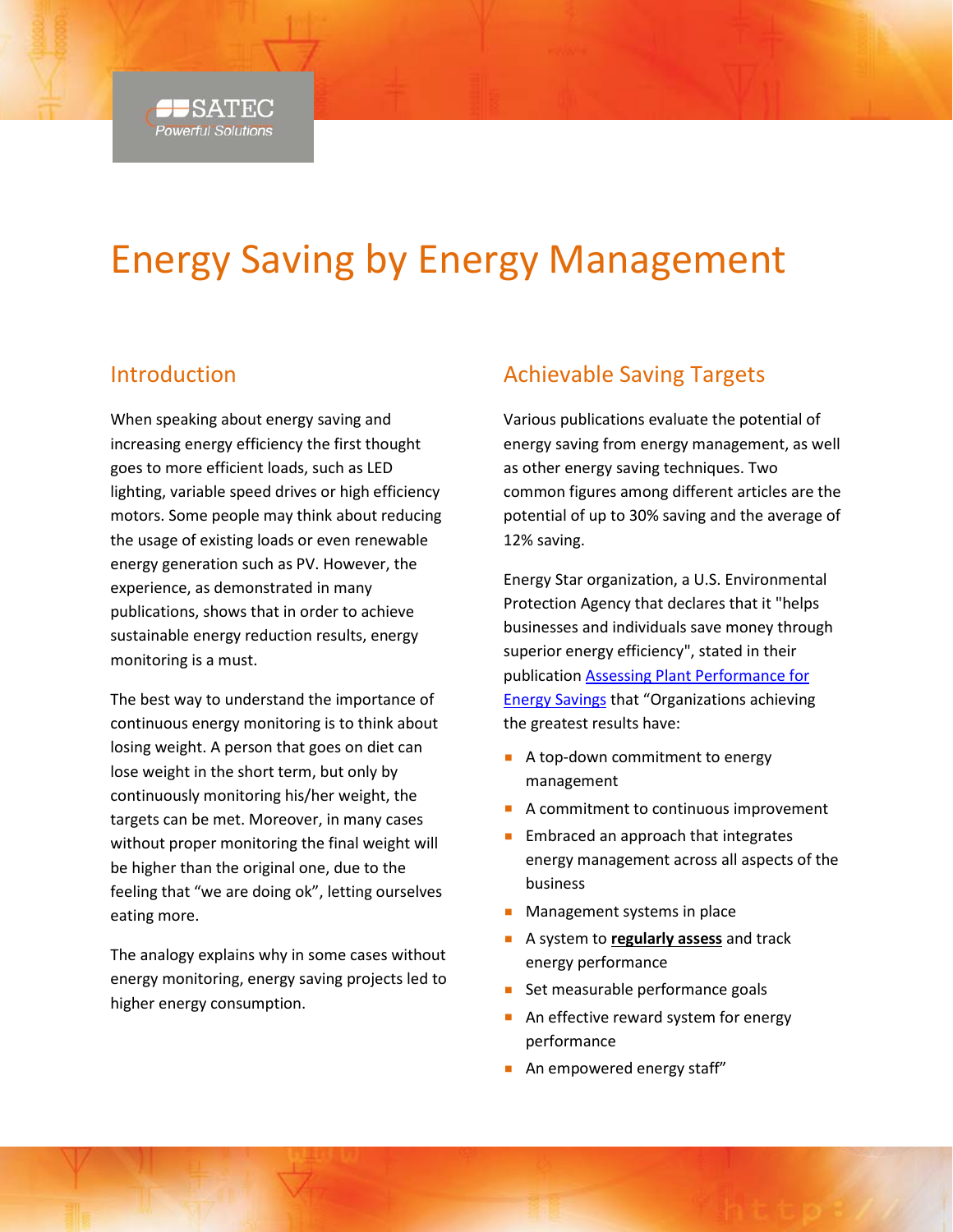# Energy Saving by Energy Management

## Introduction

When speaking about energy saving and increasing energy efficiency the first thought goes to more efficient loads, such as LED lighting, variable speed drives or high efficiency motors. Some people may think about reducing the usage of existing loads or even renewable energy generation such as PV. However, the experience, as demonstrated in many publications, shows that in order to achieve sustainable energy reduction results, energy monitoring is a must.

The best way to understand the importance of continuous energy monitoring is to think about losing weight. A person that goes on diet can lose weight in the short term, but only by continuously monitoring his/her weight, the targets can be met. Moreover, in many cases without proper monitoring the final weight will be higher than the original one, due to the feeling that "we are doing ok", letting ourselves eating more.

The analogy explains why in some cases without energy monitoring, energy saving projects led to higher energy consumption.

## Achievable Saving Targets

Various publications evaluate the potential of energy saving from energy management, as well as other energy saving techniques. Two common figures among different articles are the potential of up to 30% saving and the average of 12% saving.

Energy Star organization, a U.S. Environmental Protection Agency that declares that it "helps businesses and individuals save money through superior energy efficiency", stated in their publication Assessing Plant Performance for Energy Savings that "Organizations achieving the greatest results have:

- A top-down commitment to energy management
- A commitment to continuous improvement
- Embraced an approach that integrates energy management across all aspects of the business
- Management systems in place
- A system to **regularly assess** and track energy performance
- Set measurable performance goals
- An effective reward system for energy performance
- An empowered energy staff"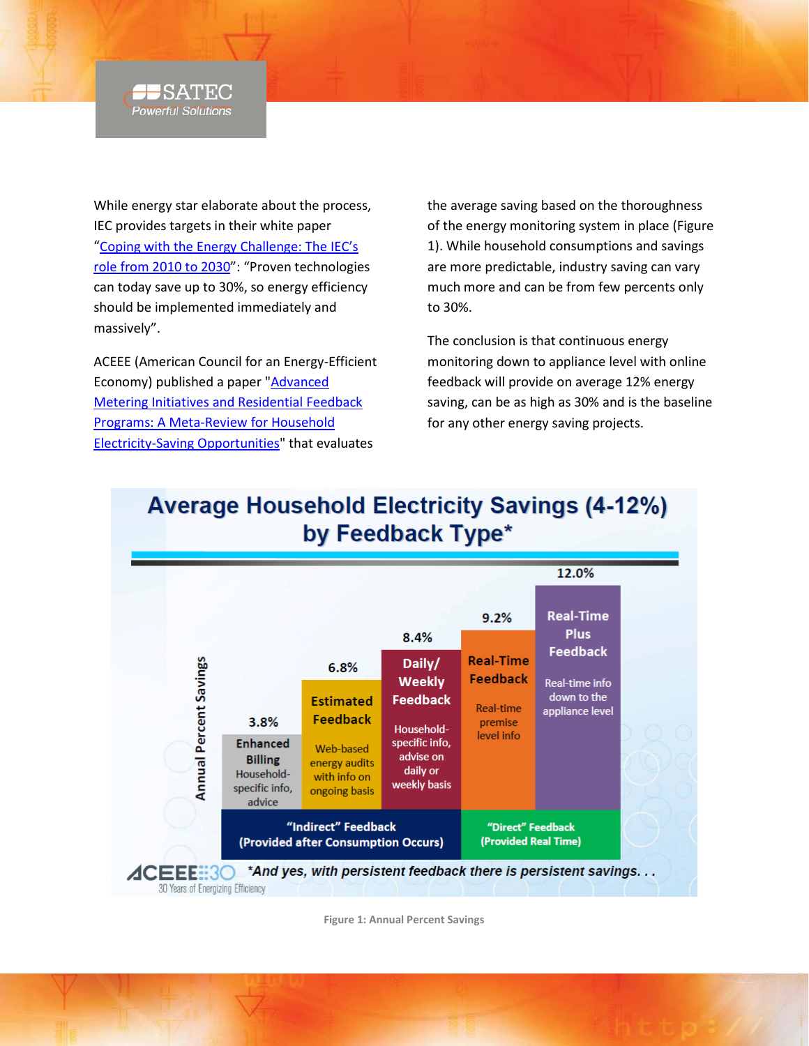While energy star elaborate about the process, IEC provides targets in their white paper "Coping with the Energy Challenge: The IEC's role from 2010 to 2030": "Proven technologies can today save up to 30%, so energy efficiency should be implemented immediately and massively".

ACEEE (American Council for an Energy-Efficient Economy) published a paper "Advanced Metering Initiatives and Residential Feedback Programs: A Meta-Review for Household Electricity-Saving Opportunities" that evaluates the average saving based on the thoroughness of the energy monitoring system in place (Figure 1). While household consumptions and savings are more predictable, industry saving can vary much more and can be from few percents only to 30%.

The conclusion is that continuous energy monitoring down to appliance level with online feedback will provide on average 12% energy saving, can be as high as 30% and is the baseline for any other energy saving projects.

**Average Household Electricity Savings (4-12%) by Feedback Type***

| Feedback Type | Description | Annual Percent Savings | Category |
|---|---|---|---|
| Enhanced Billing | Household-specific info, advice | 3.8% | "Indirect" Feedback (Provided after Consumption Occurs) |
| Estimated Feedback | Web-based energy audits with info on ongoing basis | 6.8% | "Indirect" Feedback (Provided after Consumption Occurs) |
| Daily/Weekly Feedback | Household-specific info, advise on daily or weekly basis | 8.4% | "Indirect" Feedback (Provided after Consumption Occurs) |
| Real-Time Feedback | Real-time premise level info | 9.2% | "Direct" Feedback (Provided Real Time) |
| Real-Time Plus Feedback | Real-time info down to the appliance level | 12.0% | "Direct" Feedback (Provided Real Time) |

*And yes, with persistent feedback there is persistent savings. . .

ACEEE 30 – 30 Years of Energizing Efficiency

Figure 1: Annual Percent Savings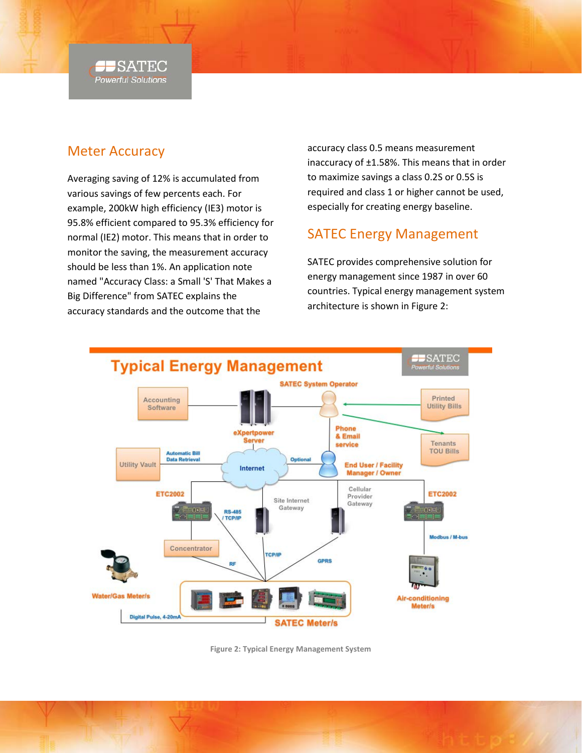## Meter Accuracy

Averaging saving of 12% is accumulated from various savings of few percents each. For example, 200kW high efficiency (IE3) motor is 95.8% efficient compared to 95.3% efficiency for normal (IE2) motor. This means that in order to monitor the saving, the measurement accuracy should be less than 1%. An application note named "Accuracy Class: a Small 'S' That Makes a Big Difference" from SATEC explains the accuracy standards and the outcome that the accuracy class 0.5 means measurement inaccuracy of ±1.58%. This means that in order to maximize savings a class 0.2S or 0.5S is required and class 1 or higher cannot be used, especially for creating energy baseline.

## SATEC Energy Management

SATEC provides comprehensive solution for energy management since 1987 in over 60 countries. Typical energy management system architecture is shown in Figure 2:

Figure 2: Typical Energy Management System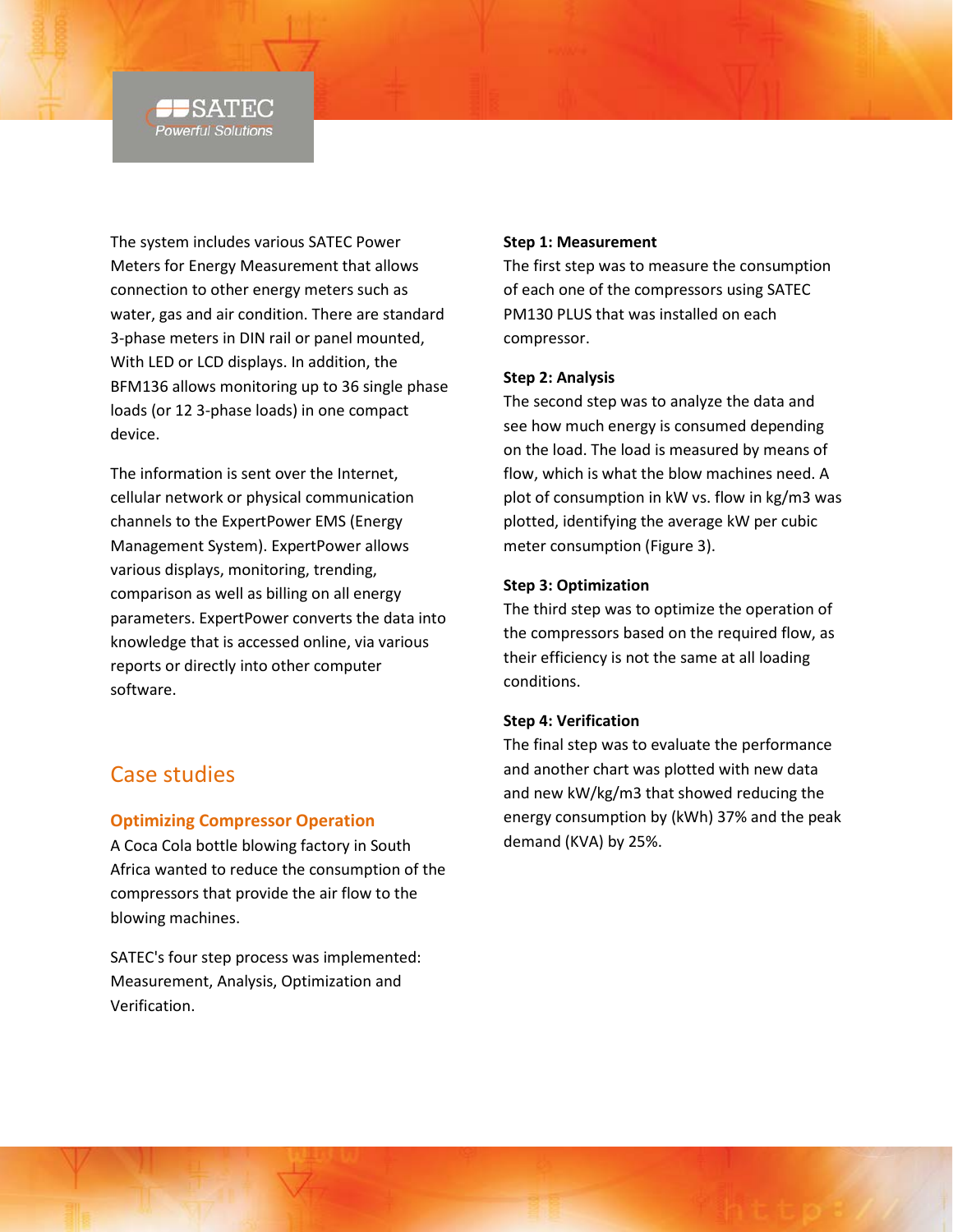The system includes various SATEC Power Meters for Energy Measurement that allows connection to other energy meters such as water, gas and air condition. There are standard 3-phase meters in DIN rail or panel mounted, With LED or LCD displays. In addition, the BFM136 allows monitoring up to 36 single phase loads (or 12 3-phase loads) in one compact device.

The information is sent over the Internet, cellular network or physical communication channels to the ExpertPower EMS (Energy Management System). ExpertPower allows various displays, monitoring, trending, comparison as well as billing on all energy parameters. ExpertPower converts the data into knowledge that is accessed online, via various reports or directly into other computer software.

## Case studies

### Optimizing Compressor Operation

A Coca Cola bottle blowing factory in South Africa wanted to reduce the consumption of the compressors that provide the air flow to the blowing machines.

SATEC's four step process was implemented: Measurement, Analysis, Optimization and Verification.

**Step 1: Measurement**

The first step was to measure the consumption of each one of the compressors using SATEC PM130 PLUS that was installed on each compressor.

**Step 2: Analysis**

The second step was to analyze the data and see how much energy is consumed depending on the load. The load is measured by means of flow, which is what the blow machines need. A plot of consumption in kW vs. flow in kg/m3 was plotted, identifying the average kW per cubic meter consumption (Figure 3).

**Step 3: Optimization**

The third step was to optimize the operation of the compressors based on the required flow, as their efficiency is not the same at all loading conditions.

**Step 4: Verification**

The final step was to evaluate the performance and another chart was plotted with new data and new kW/kg/m3 that showed reducing the energy consumption by (kWh) 37% and the peak demand (KVA) by 25%.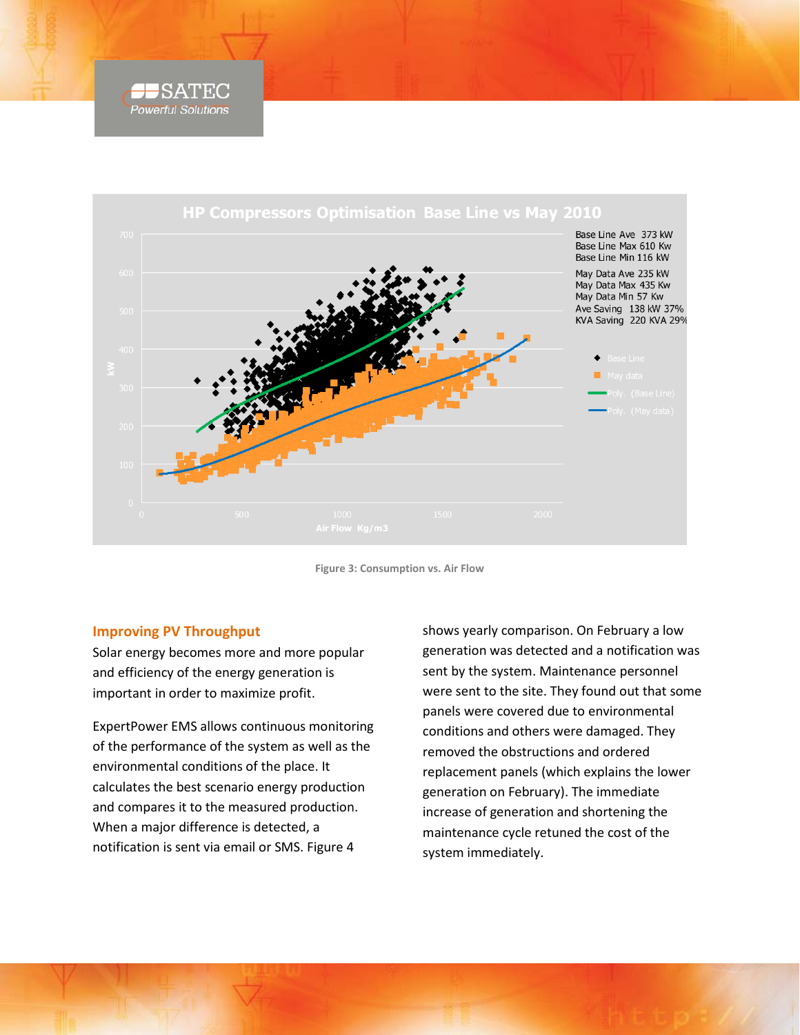HP Compressors Optimisation Base Line vs May 2010

Base Line Ave 373 kW
Base Line Max 610 Kw
Base Line Min 116 kW
May Data Ave 235 kW
May Data Max 435 Kw
May Data Min 57 Kw
Ave Saving 138 kW 37%
KVA Saving 220 KVA 29%

Figure 3: Consumption vs. Air Flow

## Improving PV Throughput

Solar energy becomes more and more popular and efficiency of the energy generation is important in order to maximize profit.

ExpertPower EMS allows continuous monitoring of the performance of the system as well as the environmental conditions of the place. It calculates the best scenario energy production and compares it to the measured production. When a major difference is detected, a notification is sent via email or SMS. Figure 4 shows yearly comparison. On February a low generation was detected and a notification was sent by the system. Maintenance personnel were sent to the site. They found out that some panels were covered due to environmental conditions and others were damaged. They removed the obstructions and ordered replacement panels (which explains the lower generation on February). The immediate increase of generation and shortening the maintenance cycle retuned the cost of the system immediately.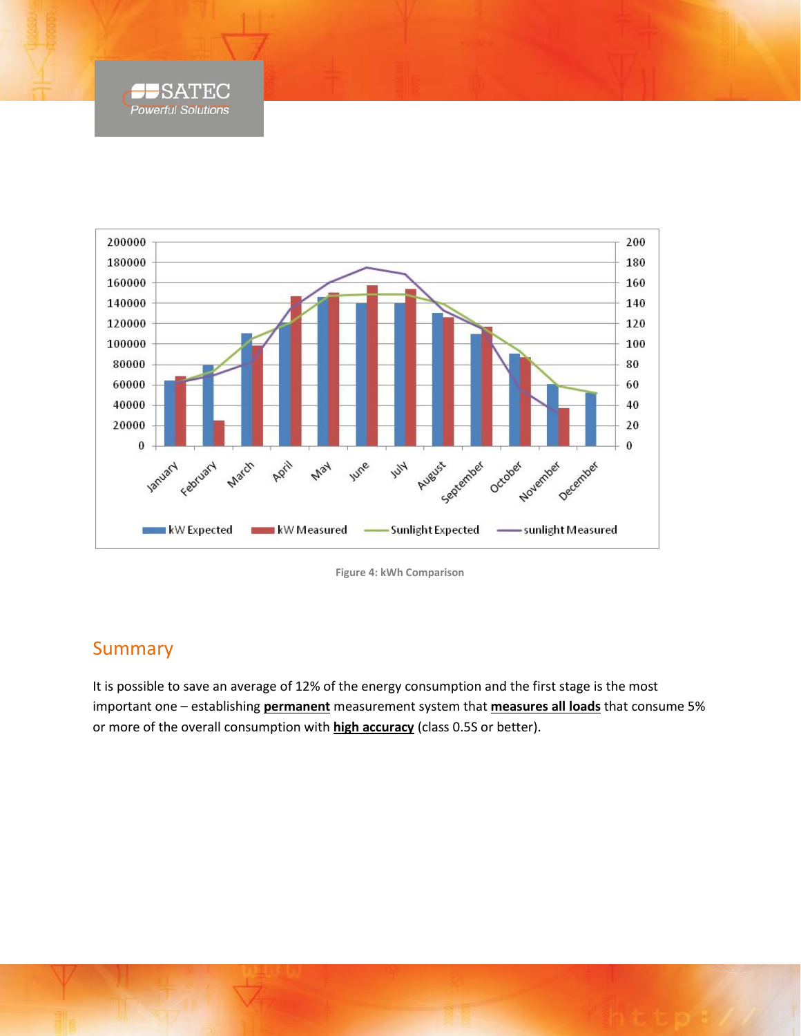200000
180000
160000
140000
120000
100000
80000
60000
40000
20000
0

200
180
160
140
120
100
80
60
40
20
0

January February March April May June July August September October November December

kW Expected  kW Measured  Sunlight Expected  sunlight Measured

**Figure 4: kWh Comparison**

## Summary

It is possible to save an average of 12% of the energy consumption and the first stage is the most important one – establishing **permanent** measurement system that **measures all loads** that consume 5% or more of the overall consumption with **high accuracy** (class 0.5S or better).